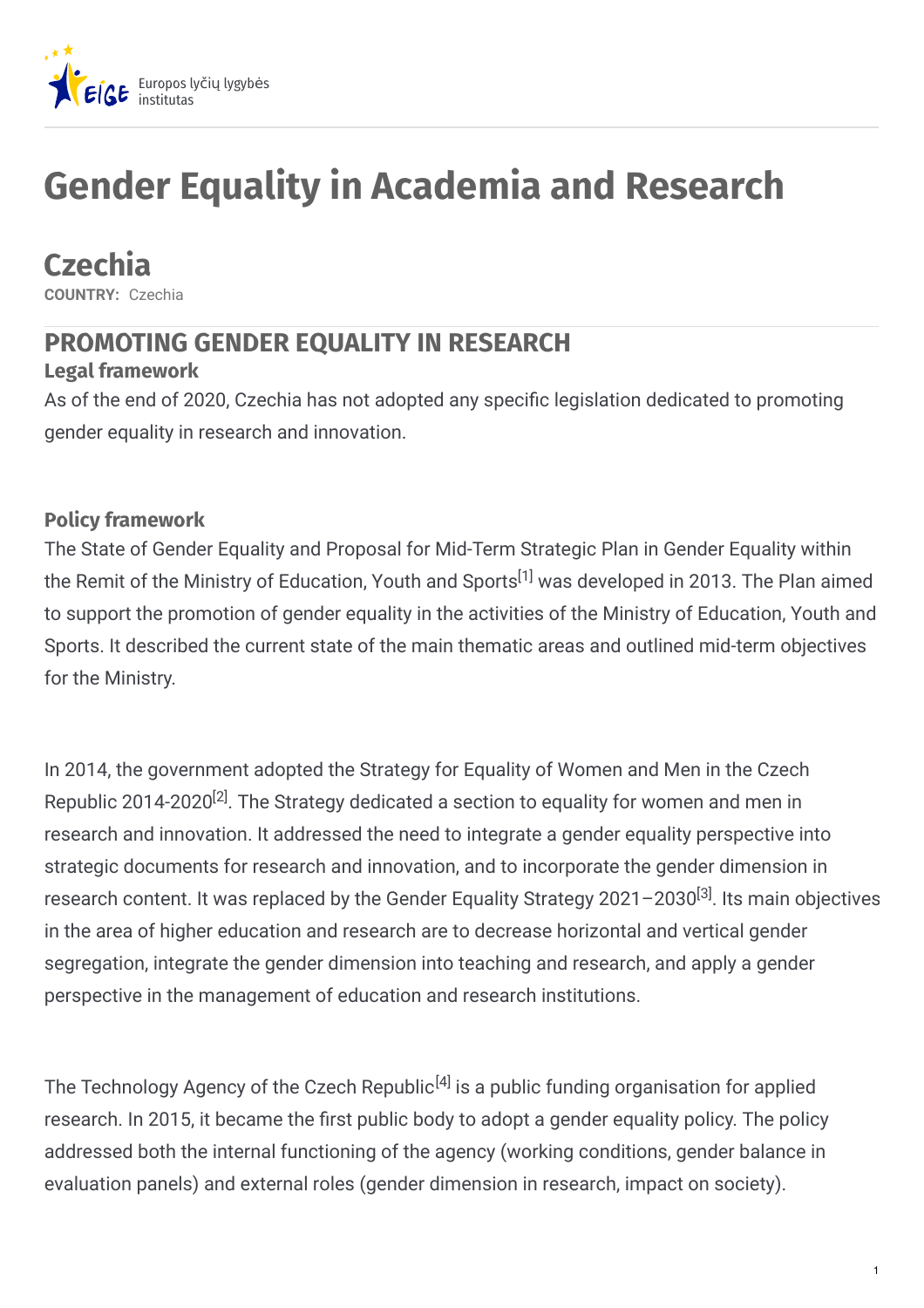# Gender Equality in Academia and Research

## Czechia

**COUNTRY:** Czechia

## PROMOTING GENDER EQUALITY IN RESEARCH

### Legal framework

As of the end of 2020, Czechia has not adopted any specific legislation dedicated to promoting gender equality in research and innovation.

### Policy framework

The State of Gender Equality and Proposal for Mid-Term Strategic Plan in Gender Equality within the Remit of the Ministry of Education, Youth and Sports[1] was developed in 2013. The Plan aimed to support the promotion of gender equality in the activities of the Ministry of Education, Youth and Sports. It described the current state of the main thematic areas and outlined mid-term objectives for the Ministry.

In 2014, the government adopted the Strategy for Equality of Women and Men in the Czech Republic 2014-2020[2]. The Strategy dedicated a section to equality for women and men in research and innovation. It addressed the need to integrate a gender equality perspective into strategic documents for research and innovation, and to incorporate the gender dimension in research content. It was replaced by the Gender Equality Strategy 2021–2030[3]. Its main objectives in the area of higher education and research are to decrease horizontal and vertical gender segregation, integrate the gender dimension into teaching and research, and apply a gender perspective in the management of education and research institutions.

The Technology Agency of the Czech Republic[4] is a public funding organisation for applied research. In 2015, it became the first public body to adopt a gender equality policy. The policy addressed both the internal functioning of the agency (working conditions, gender balance in evaluation panels) and external roles (gender dimension in research, impact on society).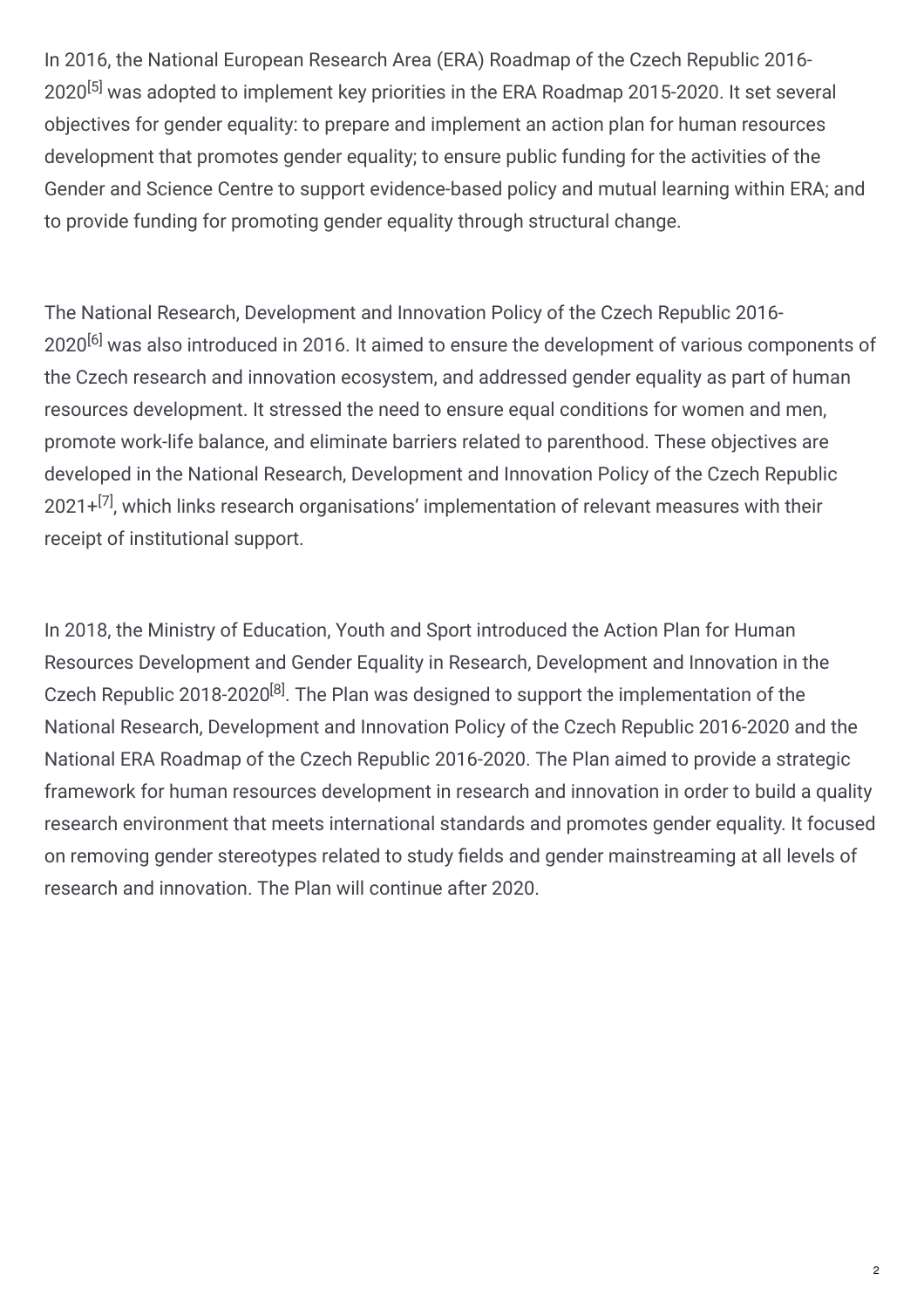In 2016, the National European Research Area (ERA) Roadmap of the Czech Republic 2016-2020[5] was adopted to implement key priorities in the ERA Roadmap 2015-2020. It set several objectives for gender equality: to prepare and implement an action plan for human resources development that promotes gender equality; to ensure public funding for the activities of the Gender and Science Centre to support evidence-based policy and mutual learning within ERA; and to provide funding for promoting gender equality through structural change.

The National Research, Development and Innovation Policy of the Czech Republic 2016-2020[6] was also introduced in 2016. It aimed to ensure the development of various components of the Czech research and innovation ecosystem, and addressed gender equality as part of human resources development. It stressed the need to ensure equal conditions for women and men, promote work-life balance, and eliminate barriers related to parenthood. These objectives are developed in the National Research, Development and Innovation Policy of the Czech Republic 2021+[7], which links research organisations' implementation of relevant measures with their receipt of institutional support.

In 2018, the Ministry of Education, Youth and Sport introduced the Action Plan for Human Resources Development and Gender Equality in Research, Development and Innovation in the Czech Republic 2018-2020[8]. The Plan was designed to support the implementation of the National Research, Development and Innovation Policy of the Czech Republic 2016-2020 and the National ERA Roadmap of the Czech Republic 2016-2020. The Plan aimed to provide a strategic framework for human resources development in research and innovation in order to build a quality research environment that meets international standards and promotes gender equality. It focused on removing gender stereotypes related to study fields and gender mainstreaming at all levels of research and innovation. The Plan will continue after 2020.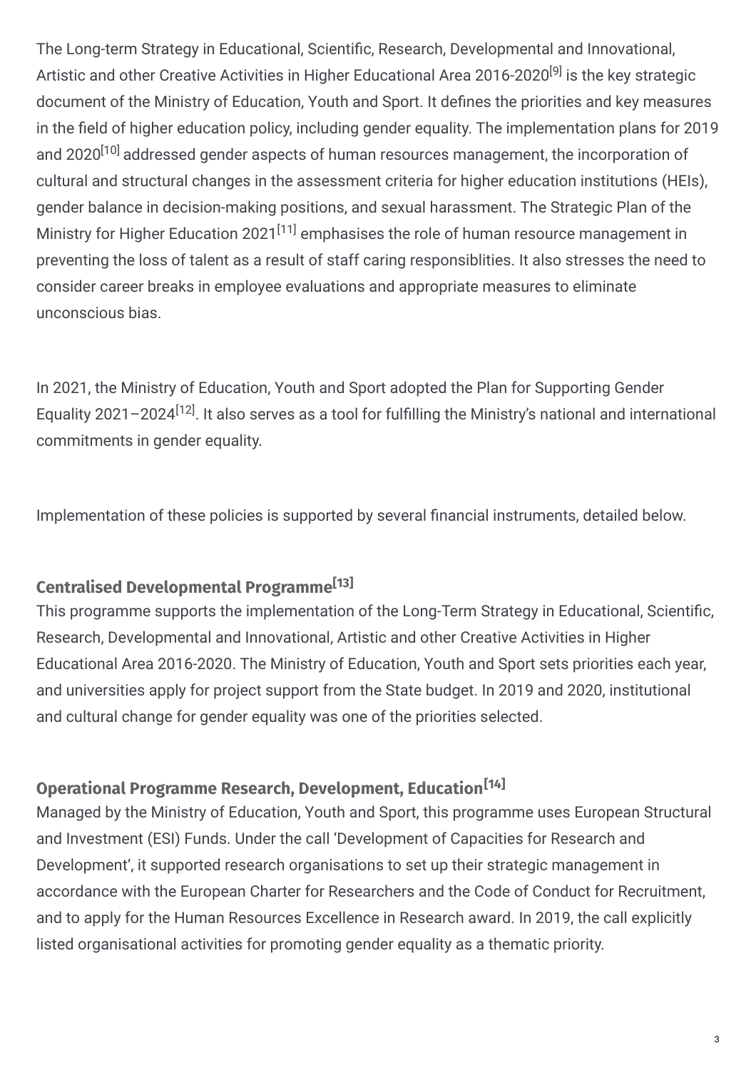The Long-term Strategy in Educational, Scientific, Research, Developmental and Innovational, Artistic and other Creative Activities in Higher Educational Area 2016-2020[9] is the key strategic document of the Ministry of Education, Youth and Sport. It defines the priorities and key measures in the field of higher education policy, including gender equality. The implementation plans for 2019 and 2020[10] addressed gender aspects of human resources management, the incorporation of cultural and structural changes in the assessment criteria for higher education institutions (HEIs), gender balance in decision-making positions, and sexual harassment. The Strategic Plan of the Ministry for Higher Education 2021[11] emphasises the role of human resource management in preventing the loss of talent as a result of staff caring responsiblities. It also stresses the need to consider career breaks in employee evaluations and appropriate measures to eliminate unconscious bias.

In 2021, the Ministry of Education, Youth and Sport adopted the Plan for Supporting Gender Equality 2021–2024[12]. It also serves as a tool for fulfilling the Ministry's national and international commitments in gender equality.

Implementation of these policies is supported by several financial instruments, detailed below.

### Centralised Developmental Programme[13]

This programme supports the implementation of the Long-Term Strategy in Educational, Scientific, Research, Developmental and Innovational, Artistic and other Creative Activities in Higher Educational Area 2016-2020. The Ministry of Education, Youth and Sport sets priorities each year, and universities apply for project support from the State budget. In 2019 and 2020, institutional and cultural change for gender equality was one of the priorities selected.

### Operational Programme Research, Development, Education[14]

Managed by the Ministry of Education, Youth and Sport, this programme uses European Structural and Investment (ESI) Funds. Under the call 'Development of Capacities for Research and Development', it supported research organisations to set up their strategic management in accordance with the European Charter for Researchers and the Code of Conduct for Recruitment, and to apply for the Human Resources Excellence in Research award. In 2019, the call explicitly listed organisational activities for promoting gender equality as a thematic priority.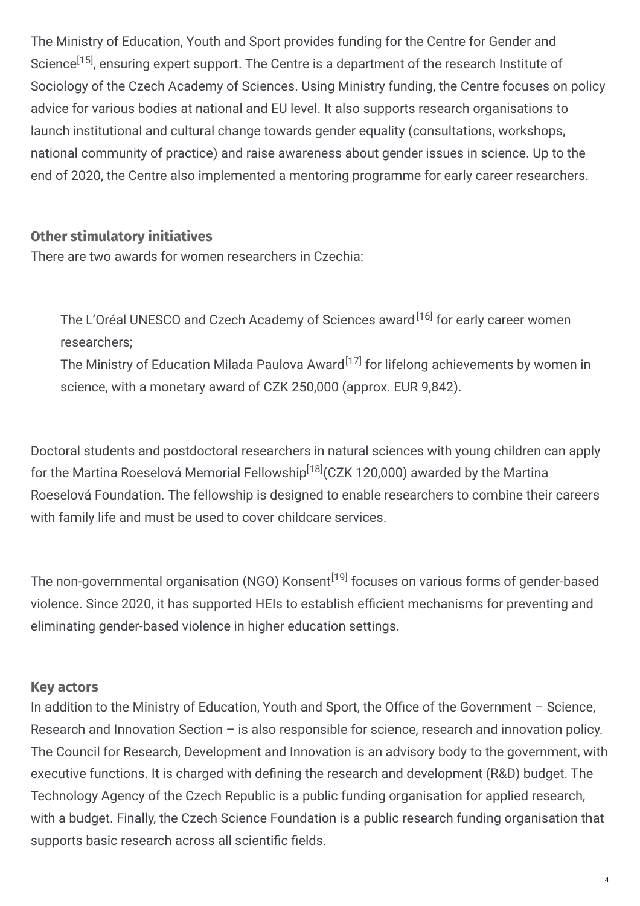The Ministry of Education, Youth and Sport provides funding for the Centre for Gender and Science[15], ensuring expert support. The Centre is a department of the research Institute of Sociology of the Czech Academy of Sciences. Using Ministry funding, the Centre focuses on policy advice for various bodies at national and EU level. It also supports research organisations to launch institutional and cultural change towards gender equality (consultations, workshops, national community of practice) and raise awareness about gender issues in science. Up to the end of 2020, the Centre also implemented a mentoring programme for early career researchers.

### Other stimulatory initiatives

There are two awards for women researchers in Czechia:

- The L'Oréal UNESCO and Czech Academy of Sciences award[16] for early career women researchers;
- The Ministry of Education Milada Paulova Award[17] for lifelong achievements by women in science, with a monetary award of CZK 250,000 (approx. EUR 9,842).

Doctoral students and postdoctoral researchers in natural sciences with young children can apply for the Martina Roeselová Memorial Fellowship[18](CZK 120,000) awarded by the Martina Roeselová Foundation. The fellowship is designed to enable researchers to combine their careers with family life and must be used to cover childcare services.

The non-governmental organisation (NGO) Konsent[19] focuses on various forms of gender-based violence. Since 2020, it has supported HEIs to establish efficient mechanisms for preventing and eliminating gender-based violence in higher education settings.

### Key actors

In addition to the Ministry of Education, Youth and Sport, the Office of the Government – Science, Research and Innovation Section – is also responsible for science, research and innovation policy. The Council for Research, Development and Innovation is an advisory body to the government, with executive functions. It is charged with defining the research and development (R&D) budget. The Technology Agency of the Czech Republic is a public funding organisation for applied research, with a budget. Finally, the Czech Science Foundation is a public research funding organisation that supports basic research across all scientific fields.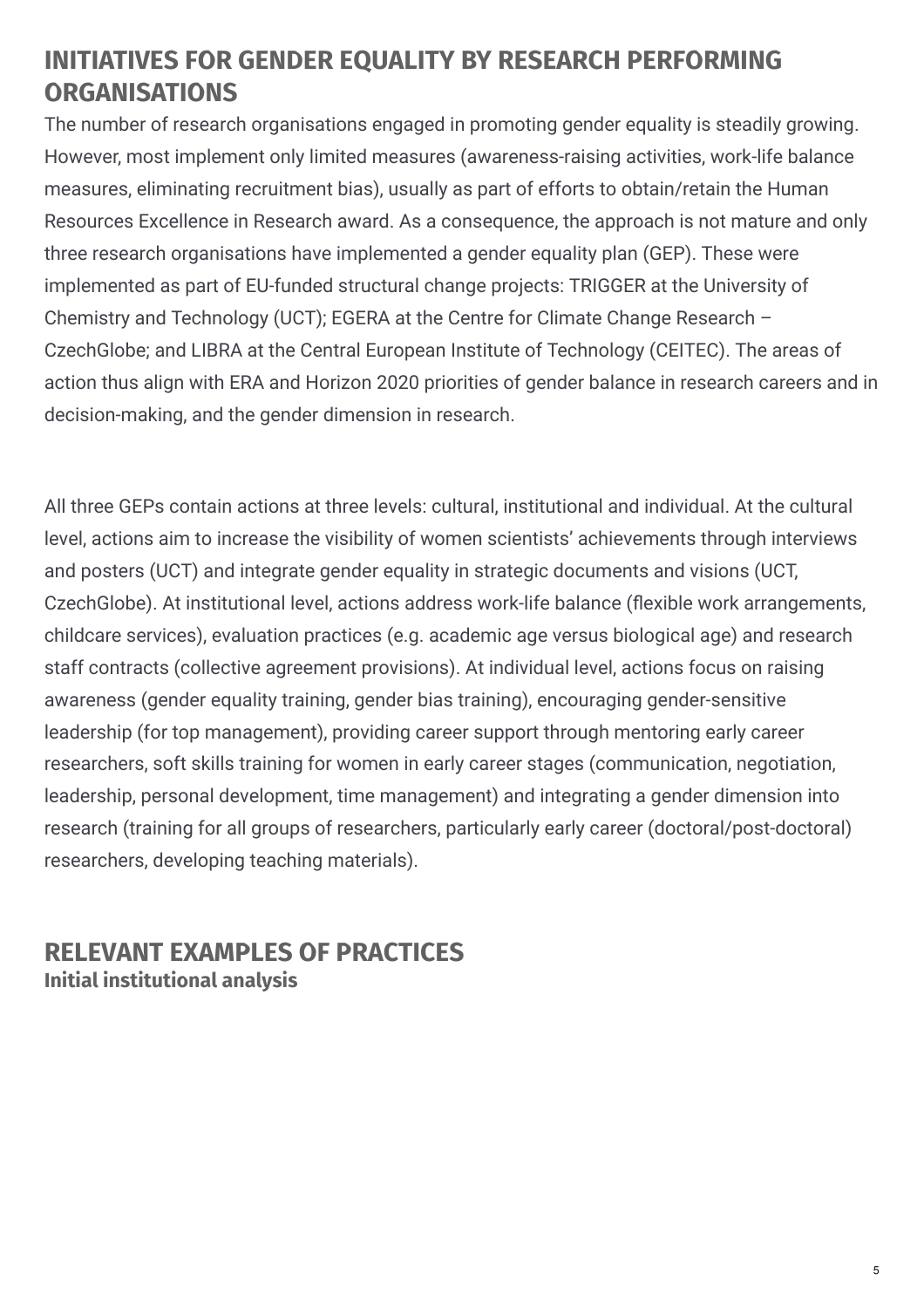## INITIATIVES FOR GENDER EQUALITY BY RESEARCH PERFORMING ORGANISATIONS

The number of research organisations engaged in promoting gender equality is steadily growing. However, most implement only limited measures (awareness-raising activities, work-life balance measures, eliminating recruitment bias), usually as part of efforts to obtain/retain the Human Resources Excellence in Research award. As a consequence, the approach is not mature and only three research organisations have implemented a gender equality plan (GEP). These were implemented as part of EU-funded structural change projects: TRIGGER at the University of Chemistry and Technology (UCT); EGERA at the Centre for Climate Change Research – CzechGlobe; and LIBRA at the Central European Institute of Technology (CEITEC). The areas of action thus align with ERA and Horizon 2020 priorities of gender balance in research careers and in decision-making, and the gender dimension in research.

All three GEPs contain actions at three levels: cultural, institutional and individual. At the cultural level, actions aim to increase the visibility of women scientists' achievements through interviews and posters (UCT) and integrate gender equality in strategic documents and visions (UCT, CzechGlobe). At institutional level, actions address work-life balance (flexible work arrangements, childcare services), evaluation practices (e.g. academic age versus biological age) and research staff contracts (collective agreement provisions). At individual level, actions focus on raising awareness (gender equality training, gender bias training), encouraging gender-sensitive leadership (for top management), providing career support through mentoring early career researchers, soft skills training for women in early career stages (communication, negotiation, leadership, personal development, time management) and integrating a gender dimension into research (training for all groups of researchers, particularly early career (doctoral/post-doctoral) researchers, developing teaching materials).

## RELEVANT EXAMPLES OF PRACTICES

### Initial institutional analysis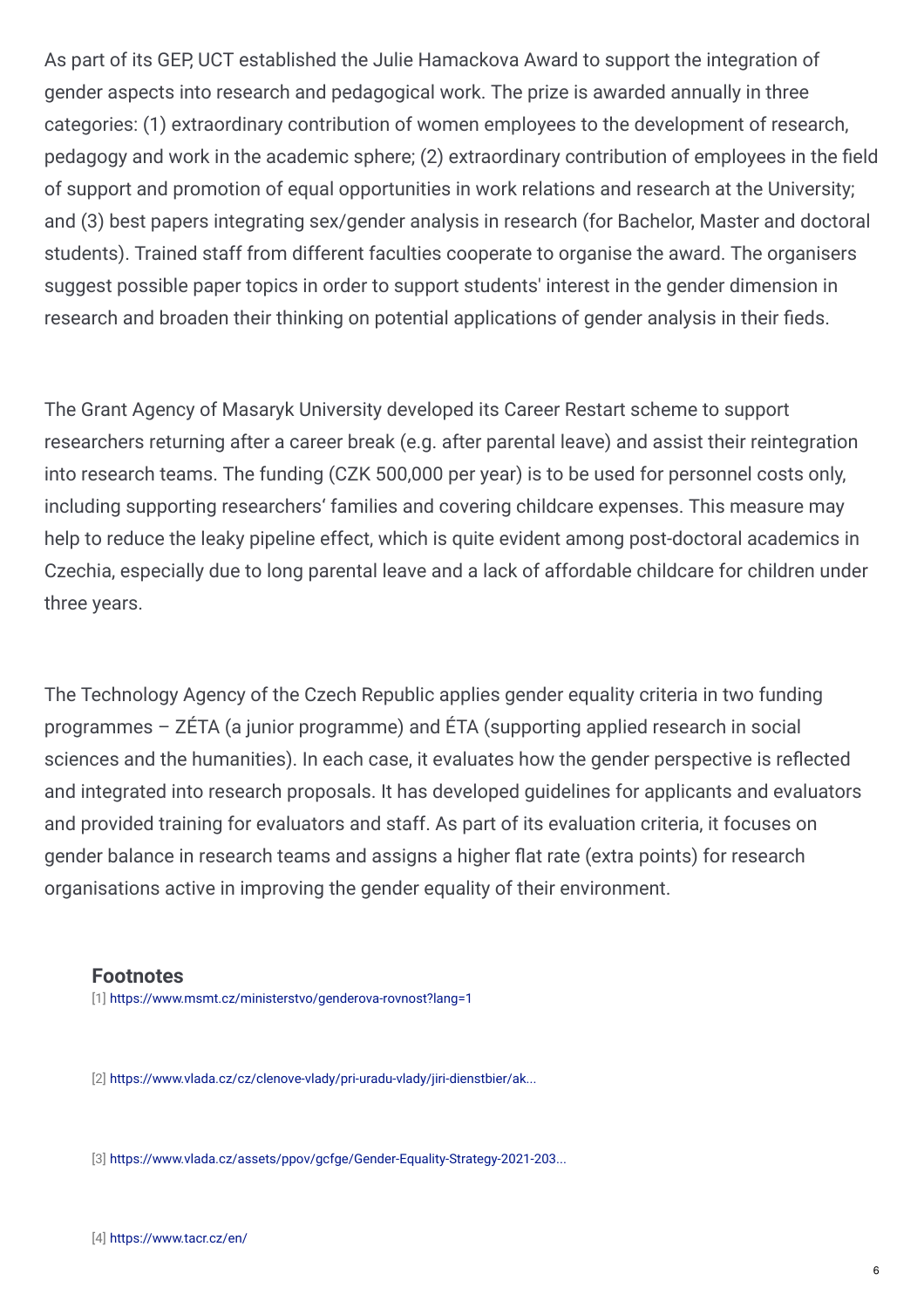As part of its GEP, UCT established the Julie Hamackova Award to support the integration of gender aspects into research and pedagogical work. The prize is awarded annually in three categories: (1) extraordinary contribution of women employees to the development of research, pedagogy and work in the academic sphere; (2) extraordinary contribution of employees in the field of support and promotion of equal opportunities in work relations and research at the University; and (3) best papers integrating sex/gender analysis in research (for Bachelor, Master and doctoral students). Trained staff from different faculties cooperate to organise the award. The organisers suggest possible paper topics in order to support students' interest in the gender dimension in research and broaden their thinking on potential applications of gender analysis in their fieds.

The Grant Agency of Masaryk University developed its Career Restart scheme to support researchers returning after a career break (e.g. after parental leave) and assist their reintegration into research teams. The funding (CZK 500,000 per year) is to be used for personnel costs only, including supporting researchers' families and covering childcare expenses. This measure may help to reduce the leaky pipeline effect, which is quite evident among post-doctoral academics in Czechia, especially due to long parental leave and a lack of affordable childcare for children under three years.

The Technology Agency of the Czech Republic applies gender equality criteria in two funding programmes – ZÉTA (a junior programme) and ÉTA (supporting applied research in social sciences and the humanities). In each case, it evaluates how the gender perspective is reflected and integrated into research proposals. It has developed guidelines for applicants and evaluators and provided training for evaluators and staff. As part of its evaluation criteria, it focuses on gender balance in research teams and assigns a higher flat rate (extra points) for research organisations active in improving the gender equality of their environment.

### Footnotes

[1] https://www.msmt.cz/ministerstvo/genderova-rovnost?lang=1

[2] https://www.vlada.cz/cz/clenove-vlady/pri-uradu-vlady/jiri-dienstbier/ak...

[3] https://www.vlada.cz/assets/ppov/gcfge/Gender-Equality-Strategy-2021-203...

[4] https://www.tacr.cz/en/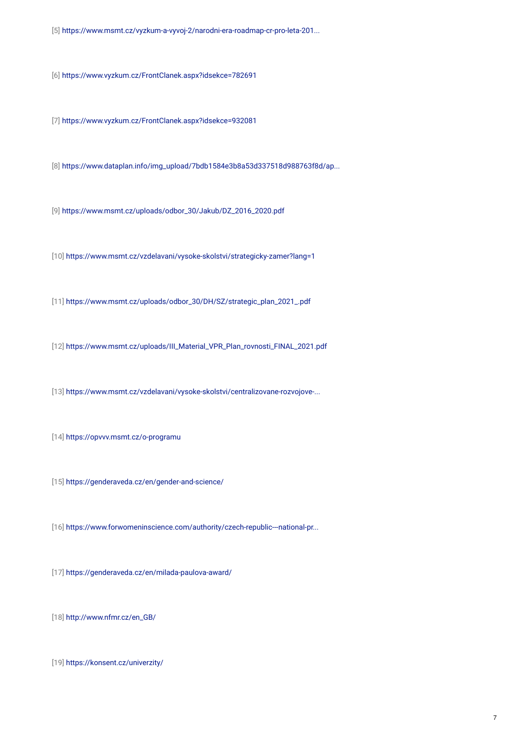[5] https://www.msmt.cz/vyzkum-a-vyvoj-2/narodni-era-roadmap-cr-pro-leta-201...

[6] https://www.vyzkum.cz/FrontClanek.aspx?idsekce=782691

[7] https://www.vyzkum.cz/FrontClanek.aspx?idsekce=932081

[8] https://www.dataplan.info/img_upload/7bdb1584e3b8a53d337518d988763f8d/ap...

[9] https://www.msmt.cz/uploads/odbor_30/Jakub/DZ_2016_2020.pdf

[10] https://www.msmt.cz/vzdelavani/vysoke-skolstvi/strategicky-zamer?lang=1

[11] https://www.msmt.cz/uploads/odbor_30/DH/SZ/strategic_plan_2021_.pdf

[12] https://www.msmt.cz/uploads/III_Material_VPR_Plan_rovnosti_FINAL_2021.pdf

[13] https://www.msmt.cz/vzdelavani/vysoke-skolstvi/centralizovane-rozvojove-...

[14] https://opvvv.msmt.cz/o-programu

[15] https://genderaveda.cz/en/gender-and-science/

[16] https://www.forwomeninscience.com/authority/czech-republic---national-pr...

[17] https://genderaveda.cz/en/milada-paulova-award/

[18] http://www.nfmr.cz/en_GB/

[19] https://konsent.cz/univerzity/